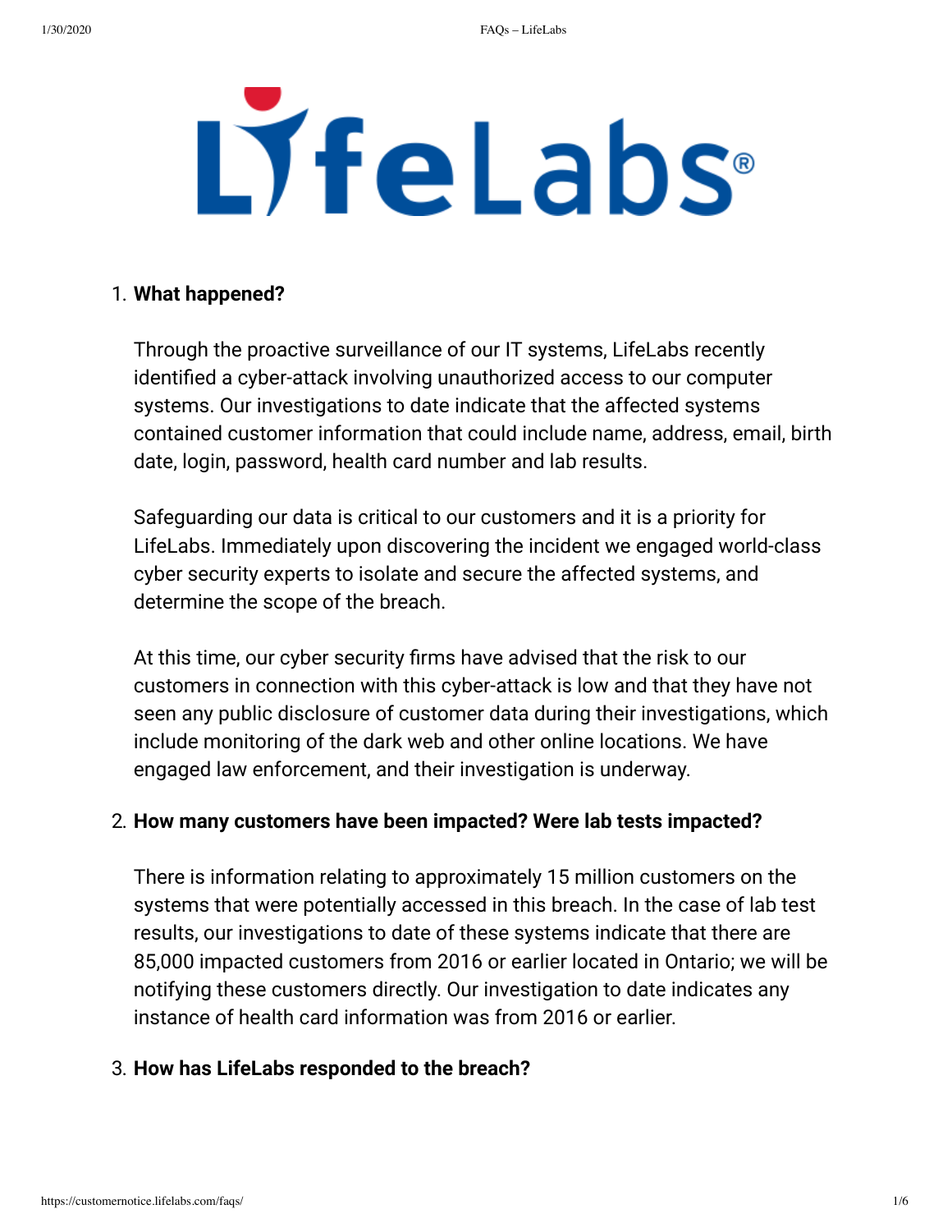LifeLabs®

1. **What happened?**

   Through the proactive surveillance of our IT systems, LifeLabs recently identified a cyber-attack involving unauthorized access to our computer systems. Our investigations to date indicate that the affected systems contained customer information that could include name, address, email, birth date, login, password, health card number and lab results.

   Safeguarding our data is critical to our customers and it is a priority for LifeLabs. Immediately upon discovering the incident we engaged world-class cyber security experts to isolate and secure the affected systems, and determine the scope of the breach.

   At this time, our cyber security firms have advised that the risk to our customers in connection with this cyber-attack is low and that they have not seen any public disclosure of customer data during their investigations, which include monitoring of the dark web and other online locations. We have engaged law enforcement, and their investigation is underway.

2. **How many customers have been impacted? Were lab tests impacted?**

   There is information relating to approximately 15 million customers on the systems that were potentially accessed in this breach. In the case of lab test results, our investigations to date of these systems indicate that there are 85,000 impacted customers from 2016 or earlier located in Ontario; we will be notifying these customers directly. Our investigation to date indicates any instance of health card information was from 2016 or earlier.

3. **How has LifeLabs responded to the breach?**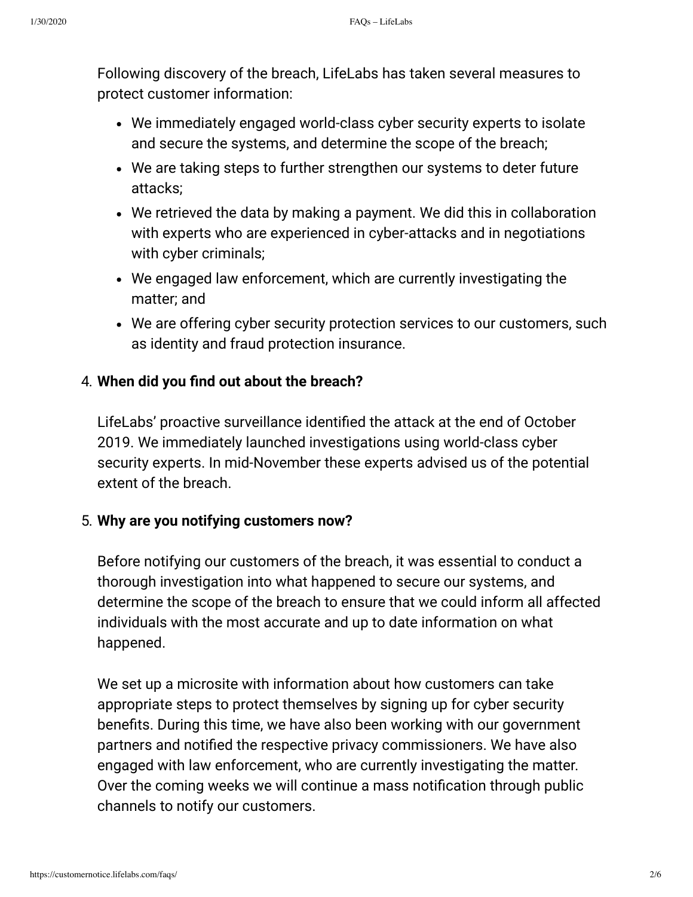Following discovery of the breach, LifeLabs has taken several measures to protect customer information:

- We immediately engaged world-class cyber security experts to isolate and secure the systems, and determine the scope of the breach;
- We are taking steps to further strengthen our systems to deter future attacks;
- We retrieved the data by making a payment. We did this in collaboration with experts who are experienced in cyber-attacks and in negotiations with cyber criminals;
- We engaged law enforcement, which are currently investigating the matter; and
- We are offering cyber security protection services to our customers, such as identity and fraud protection insurance.

4. **When did you find out about the breach?**

   LifeLabs' proactive surveillance identified the attack at the end of October 2019. We immediately launched investigations using world-class cyber security experts. In mid-November these experts advised us of the potential extent of the breach.

5. **Why are you notifying customers now?**

   Before notifying our customers of the breach, it was essential to conduct a thorough investigation into what happened to secure our systems, and determine the scope of the breach to ensure that we could inform all affected individuals with the most accurate and up to date information on what happened.

   We set up a microsite with information about how customers can take appropriate steps to protect themselves by signing up for cyber security benefits. During this time, we have also been working with our government partners and notified the respective privacy commissioners. We have also engaged with law enforcement, who are currently investigating the matter. Over the coming weeks we will continue a mass notification through public channels to notify our customers.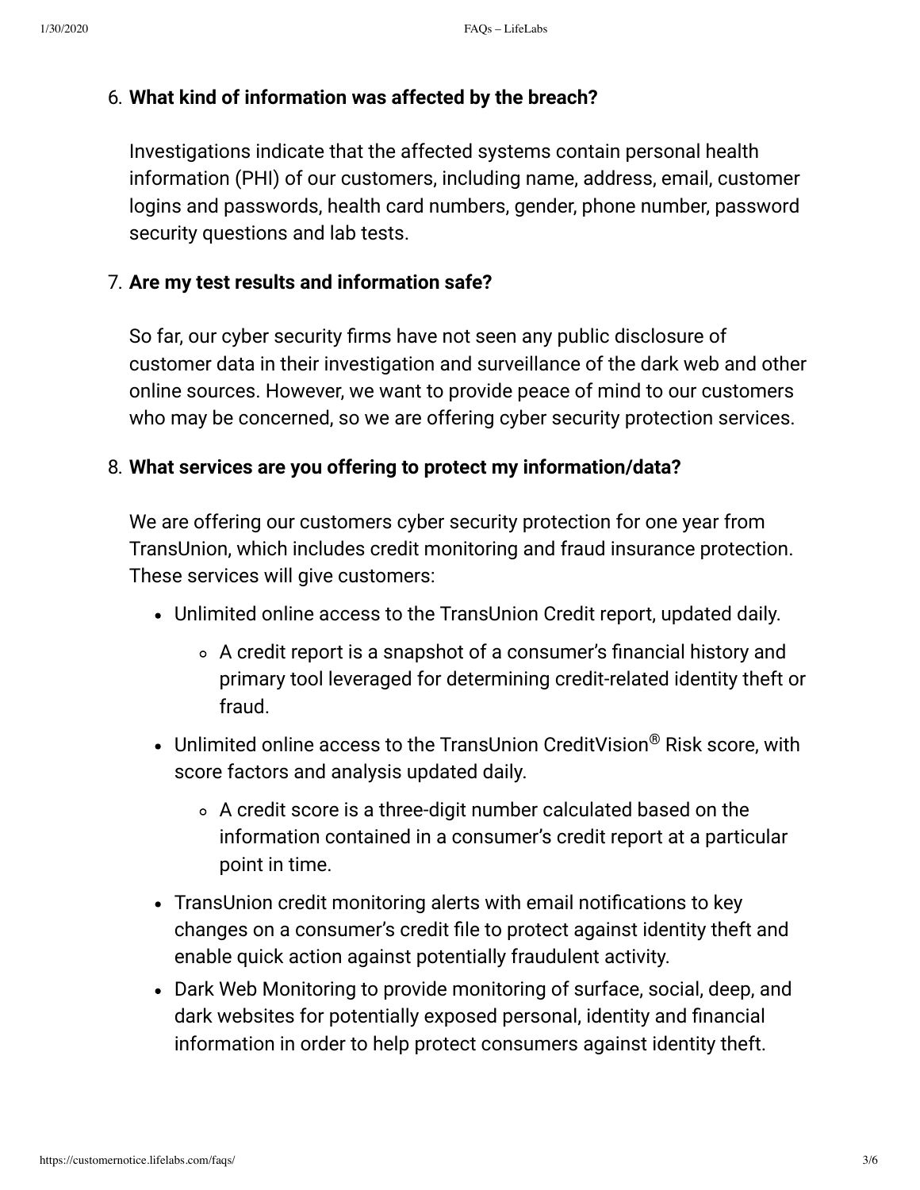6. **What kind of information was affected by the breach?**

   Investigations indicate that the affected systems contain personal health information (PHI) of our customers, including name, address, email, customer logins and passwords, health card numbers, gender, phone number, password security questions and lab tests.

7. **Are my test results and information safe?**

   So far, our cyber security firms have not seen any public disclosure of customer data in their investigation and surveillance of the dark web and other online sources. However, we want to provide peace of mind to our customers who may be concerned, so we are offering cyber security protection services.

8. **What services are you offering to protect my information/data?**

   We are offering our customers cyber security protection for one year from TransUnion, which includes credit monitoring and fraud insurance protection. These services will give customers:

   - Unlimited online access to the TransUnion Credit report, updated daily.
     - A credit report is a snapshot of a consumer's financial history and primary tool leveraged for determining credit-related identity theft or fraud.
   - Unlimited online access to the TransUnion CreditVision® Risk score, with score factors and analysis updated daily.
     - A credit score is a three-digit number calculated based on the information contained in a consumer's credit report at a particular point in time.
   - TransUnion credit monitoring alerts with email notifications to key changes on a consumer's credit file to protect against identity theft and enable quick action against potentially fraudulent activity.
   - Dark Web Monitoring to provide monitoring of surface, social, deep, and dark websites for potentially exposed personal, identity and financial information in order to help protect consumers against identity theft.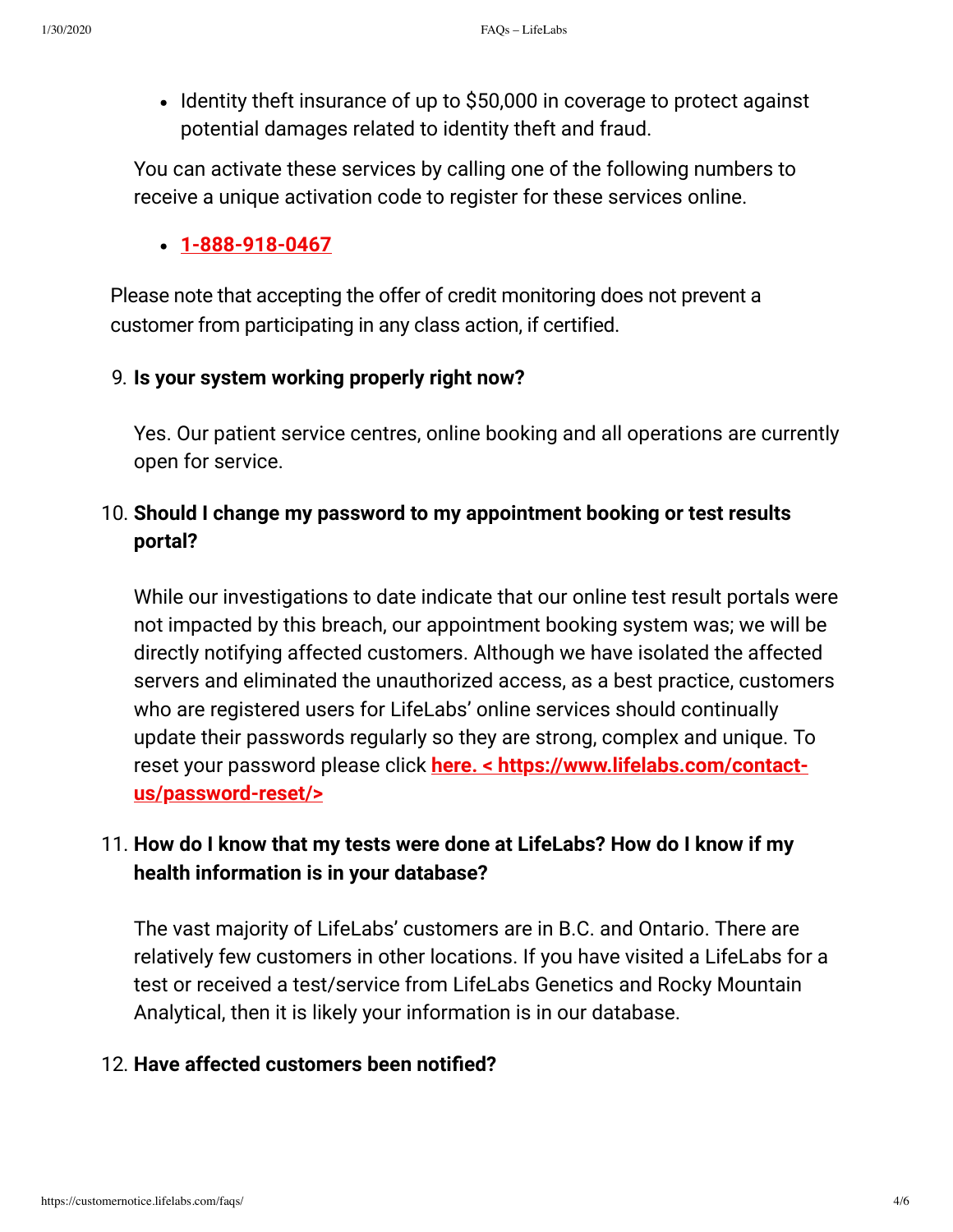- Identity theft insurance of up to $50,000 in coverage to protect against potential damages related to identity theft and fraud.

You can activate these services by calling one of the following numbers to receive a unique activation code to register for these services online.

- **1-888-918-0467**

Please note that accepting the offer of credit monitoring does not prevent a customer from participating in any class action, if certified.

9. **Is your system working properly right now?**

   Yes. Our patient service centres, online booking and all operations are currently open for service.

10. **Should I change my password to my appointment booking or test results portal?**

    While our investigations to date indicate that our online test result portals were not impacted by this breach, our appointment booking system was; we will be directly notifying affected customers. Although we have isolated the affected servers and eliminated the unauthorized access, as a best practice, customers who are registered users for LifeLabs' online services should continually update their passwords regularly so they are strong, complex and unique. To reset your password please click **here. < https://www.lifelabs.com/contact-us/password-reset/>**

11. **How do I know that my tests were done at LifeLabs? How do I know if my health information is in your database?**

    The vast majority of LifeLabs' customers are in B.C. and Ontario. There are relatively few customers in other locations. If you have visited a LifeLabs for a test or received a test/service from LifeLabs Genetics and Rocky Mountain Analytical, then it is likely your information is in our database.

12. **Have affected customers been notified?**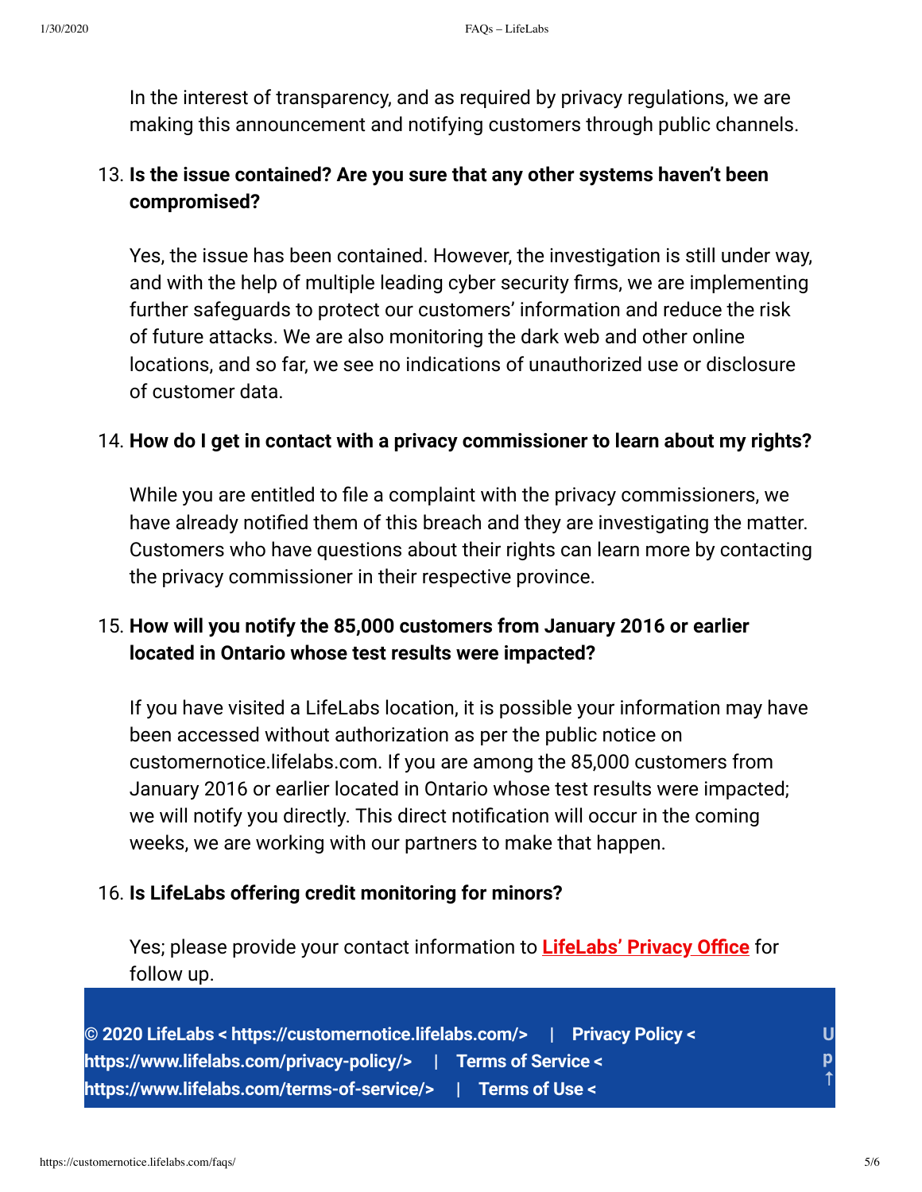In the interest of transparency, and as required by privacy regulations, we are making this announcement and notifying customers through public channels.

13. **Is the issue contained? Are you sure that any other systems haven't been compromised?**

    Yes, the issue has been contained. However, the investigation is still under way, and with the help of multiple leading cyber security firms, we are implementing further safeguards to protect our customers' information and reduce the risk of future attacks. We are also monitoring the dark web and other online locations, and so far, we see no indications of unauthorized use or disclosure of customer data.

14. **How do I get in contact with a privacy commissioner to learn about my rights?**

    While you are entitled to file a complaint with the privacy commissioners, we have already notified them of this breach and they are investigating the matter. Customers who have questions about their rights can learn more by contacting the privacy commissioner in their respective province.

15. **How will you notify the 85,000 customers from January 2016 or earlier located in Ontario whose test results were impacted?**

    If you have visited a LifeLabs location, it is possible your information may have been accessed without authorization as per the public notice on customernotice.lifelabs.com. If you are among the 85,000 customers from January 2016 or earlier located in Ontario whose test results were impacted; we will notify you directly. This direct notification will occur in the coming weeks, we are working with our partners to make that happen.

16. **Is LifeLabs offering credit monitoring for minors?**

    Yes; please provide your contact information to **LifeLabs' Privacy Office** for follow up.

**© 2020 LifeLabs < https://customernotice.lifelabs.com/> | Privacy Policy < https://www.lifelabs.com/privacy-policy/> | Terms of Service < https://www.lifelabs.com/terms-of-service/> | Terms of Use <**

**Up ↑**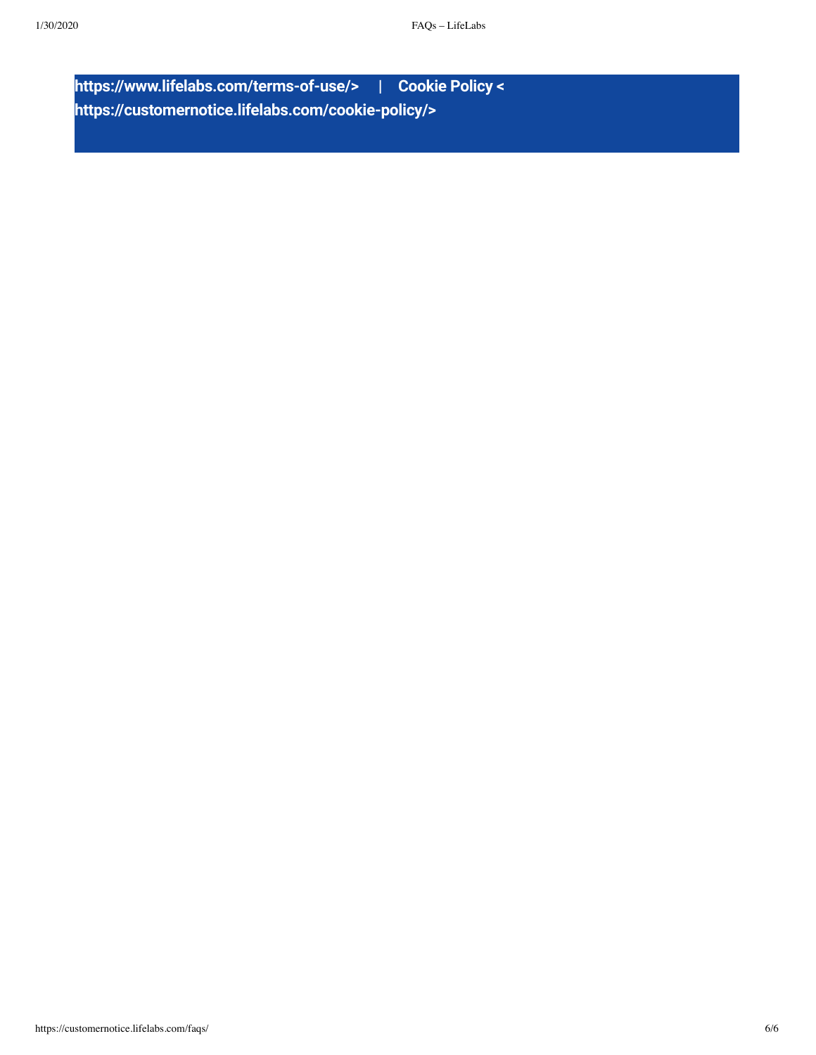https://www.lifelabs.com/terms-of-use/> | Cookie Policy < https://customernotice.lifelabs.com/cookie-policy/>